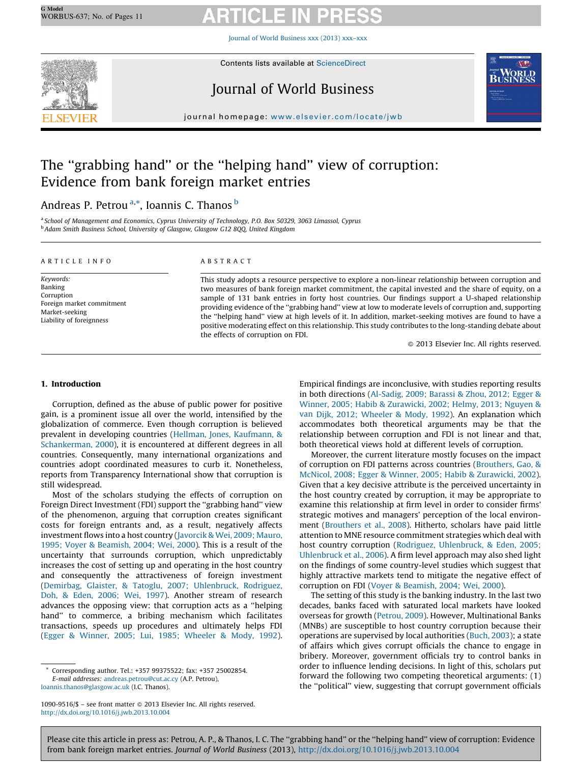# The "grabbing hand" or the "helping hand" view of corruption: Evidence from bank foreign market entries

Andreas P. Petrou [a,*], Ioannis C. Thanos [b]

[a] School of Management and Economics, Cyprus University of Technology, P.O. Box 50329, 3063 Limassol, Cyprus
[b] Adam Smith Business School, University of Glasgow, Glasgow G12 8QQ, United Kingdom

**ARTICLE INFO**

*Keywords:*
Banking
Corruption
Foreign market commitment
Market-seeking
Liability of foreignness

**ABSTRACT**

This study adopts a resource perspective to explore a non-linear relationship between corruption and two measures of bank foreign market commitment, the capital invested and the share of equity, on a sample of 131 bank entries in forty host countries. Our findings support a U-shaped relationship providing evidence of the "grabbing hand" view at low to moderate levels of corruption and, supporting the "helping hand" view at high levels of it. In addition, market-seeking motives are found to have a positive moderating effect on this relationship. This study contributes to the long-standing debate about the effects of corruption on FDI.

© 2013 Elsevier Inc. All rights reserved.

## 1. Introduction

Corruption, defined as the abuse of public power for positive gain, is a prominent issue all over the world, intensified by the globalization of commerce. Even though corruption is believed prevalent in developing countries (Hellman, Jones, Kaufmann, & Schankerman, 2000), it is encountered at different degrees in all countries. Consequently, many international organizations and countries adopt coordinated measures to curb it. Nonetheless, reports from Transparency International show that corruption is still widespread.

Most of the scholars studying the effects of corruption on Foreign Direct Investment (FDI) support the "grabbing hand" view of the phenomenon, arguing that corruption creates significant costs for foreign entrants and, as a result, negatively affects investment flows into a host country (Javorcik & Wei, 2009; Mauro, 1995; Voyer & Beamish, 2004; Wei, 2000). This is a result of the uncertainty that surrounds corruption, which unpredictably increases the cost of setting up and operating in the host country and consequently the attractiveness of foreign investment (Demirbag, Glaister, & Tatoglu, 2007; Uhlenbruck, Rodriguez, Doh, & Eden, 2006; Wei, 1997). Another stream of research advances the opposing view: that corruption acts as a "helping hand" to commerce, a bribing mechanism which facilitates transactions, speeds up procedures and ultimately helps FDI (Egger & Winner, 2005; Lui, 1985; Wheeler & Mody, 1992). Empirical findings are inconclusive, with studies reporting results in both directions (Al-Sadig, 2009; Barassi & Zhou, 2012; Egger & Winner, 2005; Habib & Zurawicki, 2002; Helmy, 2013; Nguyen & van Dijk, 2012; Wheeler & Mody, 1992). An explanation which accommodates both theoretical arguments may be that the relationship between corruption and FDI is not linear and that, both theoretical views hold at different levels of corruption.

Moreover, the current literature mostly focuses on the impact of corruption on FDI patterns across countries (Brouthers, Gao, & McNicol, 2008; Egger & Winner, 2005; Habib & Zurawicki, 2002). Given that a key decisive attribute is the perceived uncertainty in the host country created by corruption, it may be appropriate to examine this relationship at firm level in order to consider firms' strategic motives and managers' perception of the local environment (Brouthers et al., 2008). Hitherto, scholars have paid little attention to MNE resource commitment strategies which deal with host country corruption (Rodriguez, Uhlenbruck, & Eden, 2005; Uhlenbruck et al., 2006). A firm level approach may also shed light on the findings of some country-level studies which suggest that highly attractive markets tend to mitigate the negative effect of corruption on FDI (Voyer & Beamish, 2004; Wei, 2000).

The setting of this study is the banking industry. In the last two decades, banks faced with saturated local markets have looked overseas for growth (Petrou, 2009). However, Multinational Banks (MNBs) are susceptible to host country corruption because their operations are supervised by local authorities (Buch, 2003); a state of affairs which gives corrupt officials the chance to engage in bribery. Moreover, government officials try to control banks in order to influence lending decisions. In light of this, scholars put forward the following two competing theoretical arguments: (1) the "political" view, suggesting that corrupt government officials

---

* Corresponding author. Tel.: +357 99375522; fax: +357 25002854.
E-mail addresses: andreas.petrou@cut.ac.cy (A.P. Petrou), Ioannis.thanos@glasgow.ac.uk (I.C. Thanos).

1090-9516/$ – see front matter © 2013 Elsevier Inc. All rights reserved.
http://dx.doi.org/10.1016/j.jwb.2013.10.004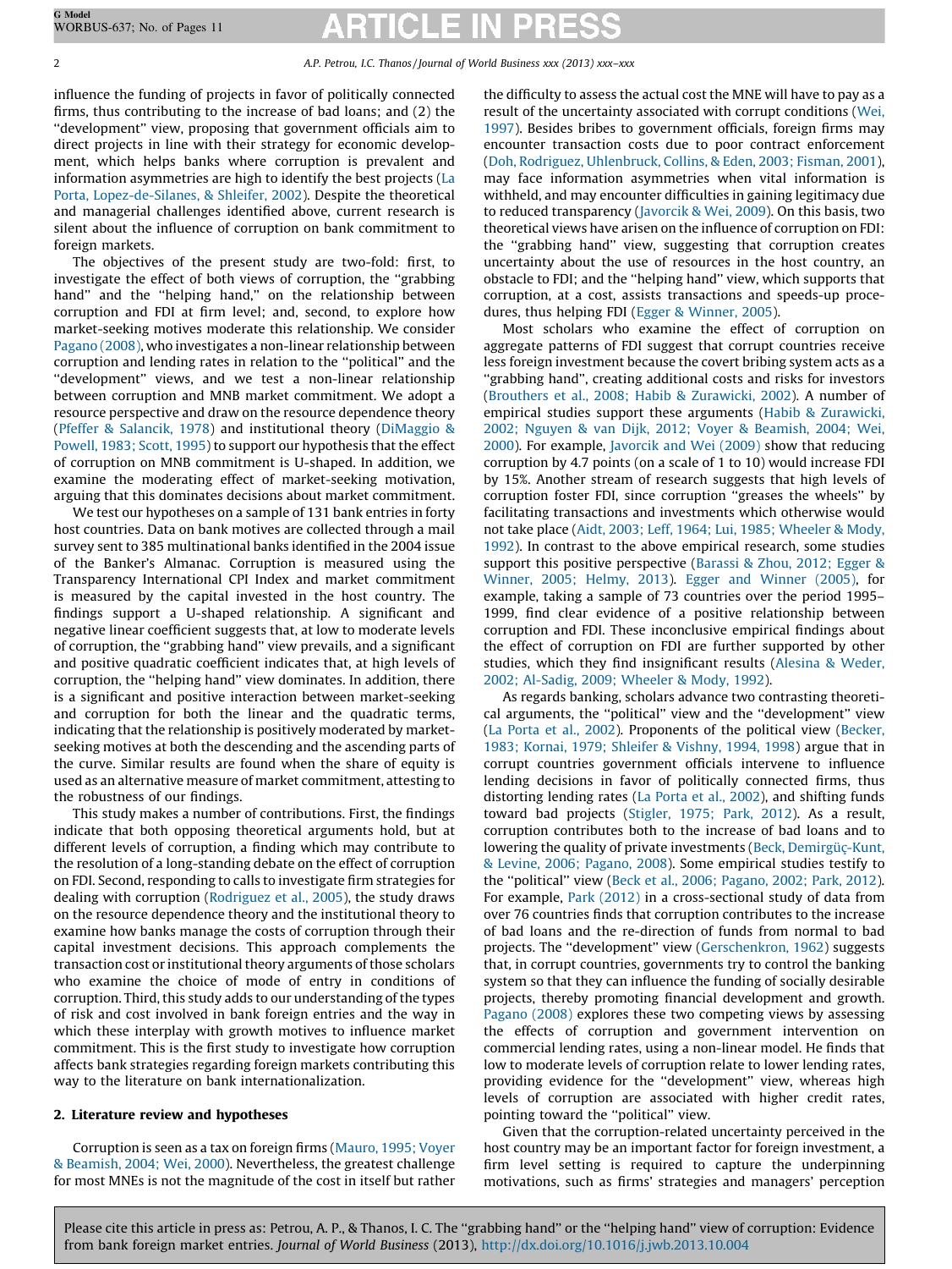influence the funding of projects in favor of politically connected firms, thus contributing to the increase of bad loans; and (2) the "development" view, proposing that government officials aim to direct projects in line with their strategy for economic development, which helps banks where corruption is prevalent and information asymmetries are high to identify the best projects (La Porta, Lopez-de-Silanes, & Shleifer, 2002). Despite the theoretical and managerial challenges identified above, current research is silent about the influence of corruption on bank commitment to foreign markets.

The objectives of the present study are two-fold: first, to investigate the effect of both views of corruption, the "grabbing hand" and the "helping hand," on the relationship between corruption and FDI at firm level; and, second, to explore how market-seeking motives moderate this relationship. We consider Pagano (2008), who investigates a non-linear relationship between corruption and lending rates in relation to the "political" and the "development" views, and we test a non-linear relationship between corruption and MNB market commitment. We adopt a resource perspective and draw on the resource dependence theory (Pfeffer & Salancik, 1978) and institutional theory (DiMaggio & Powell, 1983; Scott, 1995) to support our hypothesis that the effect of corruption on MNB commitment is U-shaped. In addition, we examine the moderating effect of market-seeking motivation, arguing that this dominates decisions about market commitment.

We test our hypotheses on a sample of 131 bank entries in forty host countries. Data on bank motives are collected through a mail survey sent to 385 multinational banks identified in the 2004 issue of the Banker's Almanac. Corruption is measured using the Transparency International CPI Index and market commitment is measured by the capital invested in the host country. The findings support a U-shaped relationship. A significant and negative linear coefficient suggests that, at low to moderate levels of corruption, the "grabbing hand" view prevails, and a significant and positive quadratic coefficient indicates that, at high levels of corruption, the "helping hand" view dominates. In addition, there is a significant and positive interaction between market-seeking and corruption for both the linear and the quadratic terms, indicating that the relationship is positively moderated by market-seeking motives at both the descending and the ascending parts of the curve. Similar results are found when the share of equity is used as an alternative measure of market commitment, attesting to the robustness of our findings.

This study makes a number of contributions. First, the findings indicate that both opposing theoretical arguments hold, but at different levels of corruption, a finding which may contribute to the resolution of a long-standing debate on the effect of corruption on FDI. Second, responding to calls to investigate firm strategies for dealing with corruption (Rodriguez et al., 2005), the study draws on the resource dependence theory and the institutional theory to examine how banks manage the costs of corruption through their capital investment decisions. This approach complements the transaction cost or institutional theory arguments of those scholars who examine the choice of mode of entry in conditions of corruption. Third, this study adds to our understanding of the types of risk and cost involved in bank foreign entries and the way in which these interplay with growth motives to influence market commitment. This is the first study to investigate how corruption affects bank strategies regarding foreign markets contributing this way to the literature on bank internationalization.

## 2. Literature review and hypotheses

Corruption is seen as a tax on foreign firms (Mauro, 1995; Voyer & Beamish, 2004; Wei, 2000). Nevertheless, the greatest challenge for most MNEs is not the magnitude of the cost in itself but rather the difficulty to assess the actual cost the MNE will have to pay as a result of the uncertainty associated with corrupt conditions (Wei, 1997). Besides bribes to government officials, foreign firms may encounter transaction costs due to poor contract enforcement (Doh, Rodriguez, Uhlenbruck, Collins, & Eden, 2003; Fisman, 2001), may face information asymmetries when vital information is withheld, and may encounter difficulties in gaining legitimacy due to reduced transparency (Javorcik & Wei, 2009). On this basis, two theoretical views have arisen on the influence of corruption on FDI: the "grabbing hand" view, suggesting that corruption creates uncertainty about the use of resources in the host country, an obstacle to FDI; and the "helping hand" view, which supports that corruption, at a cost, assists transactions and speeds-up procedures, thus helping FDI (Egger & Winner, 2005).

Most scholars who examine the effect of corruption on aggregate patterns of FDI suggest that corrupt countries receive less foreign investment because the covert bribing system acts as a "grabbing hand", creating additional costs and risks for investors (Brouthers et al., 2008; Habib & Zurawicki, 2002). A number of empirical studies support these arguments (Habib & Zurawicki, 2002; Nguyen & van Dijk, 2012; Voyer & Beamish, 2004; Wei, 2000). For example, Javorcik and Wei (2009) show that reducing corruption by 4.7 points (on a scale of 1 to 10) would increase FDI by 15%. Another stream of research suggests that high levels of corruption foster FDI, since corruption "greases the wheels" by facilitating transactions and investments which otherwise would not take place (Aidt, 2003; Leff, 1964; Lui, 1985; Wheeler & Mody, 1992). In contrast to the above empirical research, some studies support this positive perspective (Barassi & Zhou, 2012; Egger & Winner, 2005; Helmy, 2013). Egger and Winner (2005), for example, taking a sample of 73 countries over the period 1995–1999, find clear evidence of a positive relationship between corruption and FDI. These inconclusive empirical findings about the effect of corruption on FDI are further supported by other studies, which they find insignificant results (Alesina & Weder, 2002; Al-Sadig, 2009; Wheeler & Mody, 1992).

As regards banking, scholars advance two contrasting theoretical arguments, the "political" view and the "development" view (La Porta et al., 2002). Proponents of the political view (Becker, 1983; Kornai, 1979; Shleifer & Vishny, 1994, 1998) argue that in corrupt countries government officials intervene to influence lending decisions in favor of politically connected firms, thus distorting lending rates (La Porta et al., 2002), and shifting funds toward bad projects (Stigler, 1975; Park, 2012). As a result, corruption contributes both to the increase of bad loans and to lowering the quality of private investments (Beck, Demirgüç-Kunt, & Levine, 2006; Pagano, 2008). Some empirical studies testify to the "political" view (Beck et al., 2006; Pagano, 2002; Park, 2012). For example, Park (2012) in a cross-sectional study of data from over 76 countries finds that corruption contributes to the increase of bad loans and the re-direction of funds from normal to bad projects. The "development" view (Gerschenkron, 1962) suggests that, in corrupt countries, governments try to control the banking system so that they can influence the funding of socially desirable projects, thereby promoting financial development and growth. Pagano (2008) explores these two competing views by assessing the effects of corruption and government intervention on commercial lending rates, using a non-linear model. He finds that low to moderate levels of corruption relate to lower lending rates, providing evidence for the "development" view, whereas high levels of corruption are associated with higher credit rates, pointing toward the "political" view.

Given that the corruption-related uncertainty perceived in the host country may be an important factor for foreign investment, a firm level setting is required to capture the underpinning motivations, such as firms' strategies and managers' perception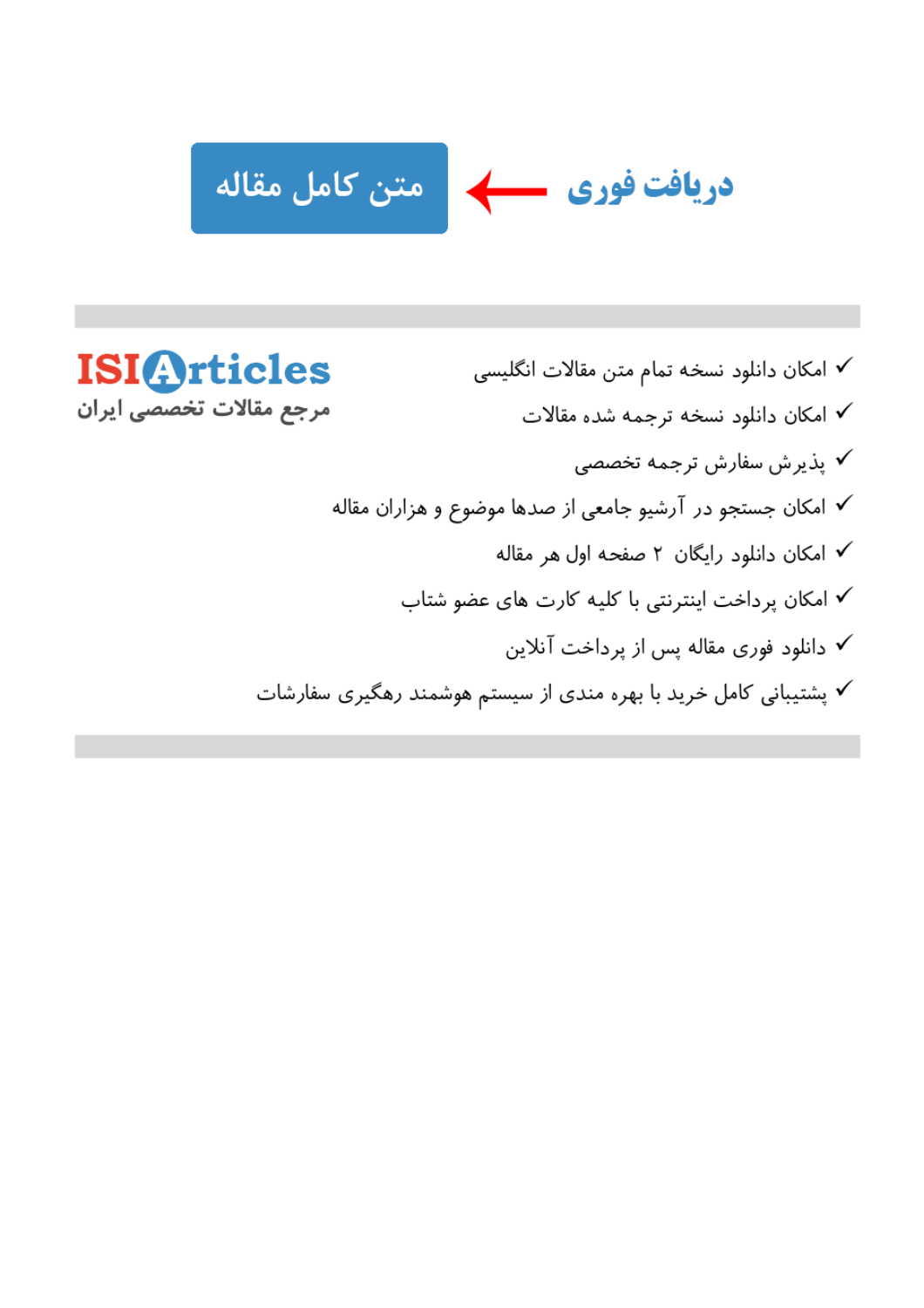دریافت فوری ← متن کامل مقاله

ISIArticles
مرجع مقالات تخصصی ایران

- ✓ امکان دانلود نسخه تمام متن مقالات انگلیسی
- ✓ امکان دانلود نسخه ترجمه شده مقالات
- ✓ پذیرش سفارش ترجمه تخصصی
- ✓ امکان جستجو در آرشیو جامعی از صدها موضوع و هزاران مقاله
- ✓ امکان دانلود رایگان ۲ صفحه اول هر مقاله
- ✓ امکان پرداخت اینترنتی با کلیه کارت های عضو شتاب
- ✓ دانلود فوری مقاله پس از پرداخت آنلاین
- ✓ پشتیبانی کامل خرید با بهره مندی از سیستم هوشمند رهگیری سفارشات